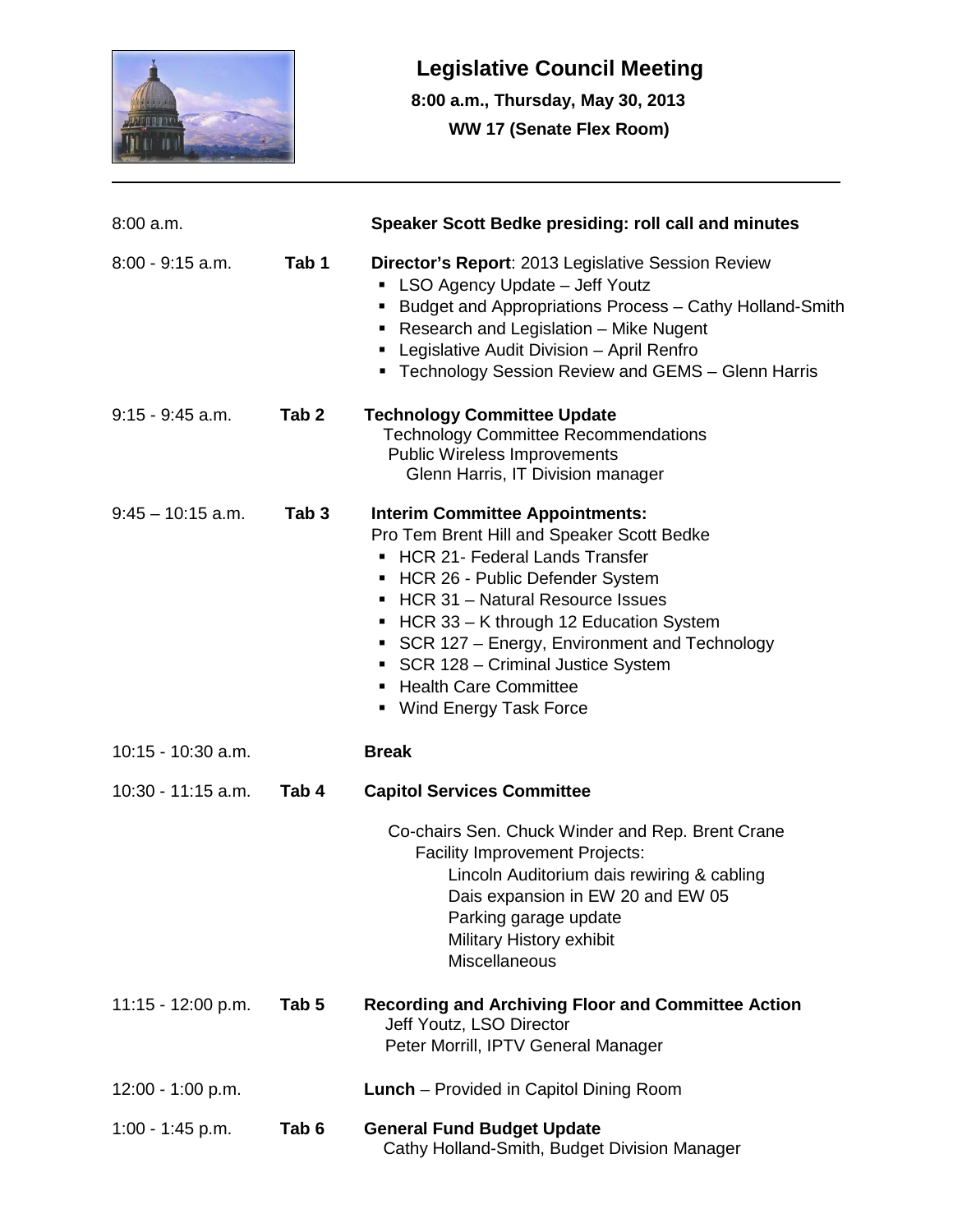# Legislative Council Meeting

**8:00 a.m., Thursday, May 30, 2013**

**WW 17 (Senate Flex Room)**

---

| Time | Tab | Item |
|---|---|---|
| 8:00 a.m. | | **Speaker Scott Bedke presiding: roll call and minutes** |
| 8:00 - 9:15 a.m. | **Tab 1** | **Director's Report**: 2013 Legislative Session Review<br>▪ LSO Agency Update – Jeff Youtz<br>▪ Budget and Appropriations Process – Cathy Holland-Smith<br>▪ Research and Legislation – Mike Nugent<br>▪ Legislative Audit Division – April Renfro<br>▪ Technology Session Review and GEMS – Glenn Harris |
| 9:15 - 9:45 a.m. | **Tab 2** | **Technology Committee Update**<br>Technology Committee Recommendations<br>Public Wireless Improvements<br>Glenn Harris, IT Division manager |
| 9:45 – 10:15 a.m. | **Tab 3** | **Interim Committee Appointments:**<br>Pro Tem Brent Hill and Speaker Scott Bedke<br>▪ HCR 21- Federal Lands Transfer<br>▪ HCR 26 - Public Defender System<br>▪ HCR 31 – Natural Resource Issues<br>▪ HCR 33 – K through 12 Education System<br>▪ SCR 127 – Energy, Environment and Technology<br>▪ SCR 128 – Criminal Justice System<br>▪ Health Care Committee<br>▪ Wind Energy Task Force |
| 10:15 - 10:30 a.m. | | **Break** |
| 10:30 - 11:15 a.m. | **Tab 4** | **Capitol Services Committee**<br>Co-chairs Sen. Chuck Winder and Rep. Brent Crane<br>Facility Improvement Projects:<br>Lincoln Auditorium dais rewiring & cabling<br>Dais expansion in EW 20 and EW 05<br>Parking garage update<br>Military History exhibit<br>Miscellaneous |
| 11:15 - 12:00 p.m. | **Tab 5** | **Recording and Archiving Floor and Committee Action**<br>Jeff Youtz, LSO Director<br>Peter Morrill, IPTV General Manager |
| 12:00 - 1:00 p.m. | | **Lunch** – Provided in Capitol Dining Room |
| 1:00 - 1:45 p.m. | **Tab 6** | **General Fund Budget Update**<br>Cathy Holland-Smith, Budget Division Manager |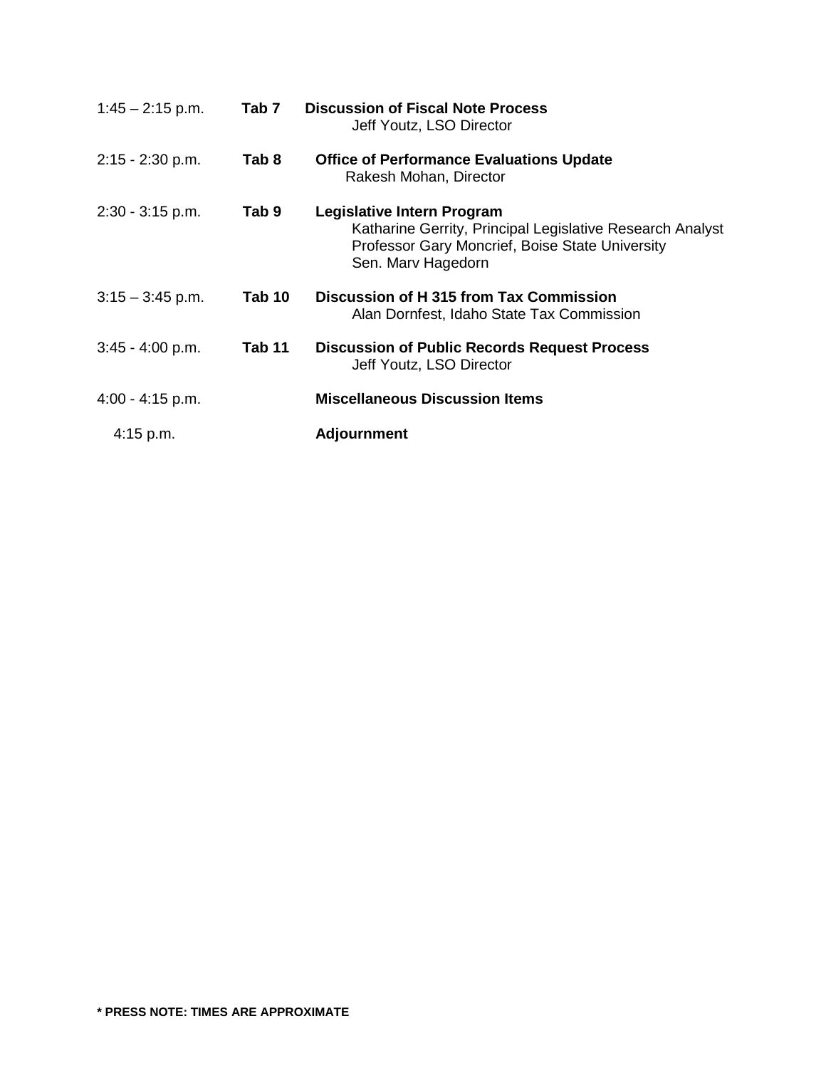| | | |
|---|---|---|
| 1:45 – 2:15 p.m. | **Tab 7** | **Discussion of Fiscal Note Process**<br>Jeff Youtz, LSO Director |
| 2:15 - 2:30 p.m. | **Tab 8** | **Office of Performance Evaluations Update**<br>Rakesh Mohan, Director |
| 2:30 - 3:15 p.m. | **Tab 9** | **Legislative Intern Program**<br>Katharine Gerrity, Principal Legislative Research Analyst<br>Professor Gary Moncrief, Boise State University<br>Sen. Marv Hagedorn |
| 3:15 – 3:45 p.m. | **Tab 10** | **Discussion of H 315 from Tax Commission**<br>Alan Dornfest, Idaho State Tax Commission |
| 3:45 - 4:00 p.m. | **Tab 11** | **Discussion of Public Records Request Process**<br>Jeff Youtz, LSO Director |
| 4:00 - 4:15 p.m. | | **Miscellaneous Discussion Items** |
| 4:15 p.m. | | **Adjournment** |

**\* PRESS NOTE: TIMES ARE APPROXIMATE**